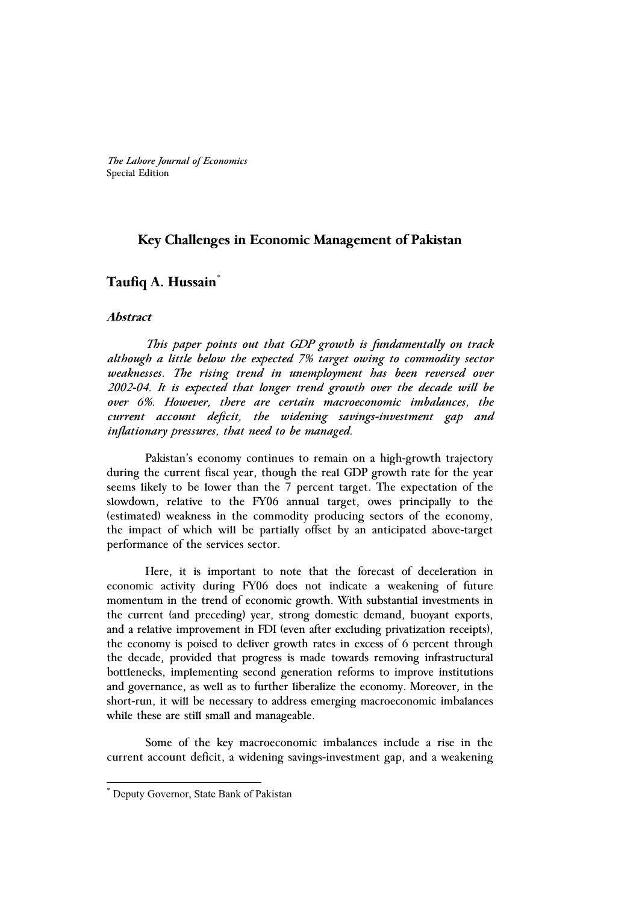*The Lahore Journal of Economics*
Special Edition

# Key Challenges in Economic Management of Pakistan

## Taufiq A. Hussain[*]

### *Abstract*

*This paper points out that GDP growth is fundamentally on track although a little below the expected 7% target owing to commodity sector weaknesses. The rising trend in unemployment has been reversed over 2002-04. It is expected that longer trend growth over the decade will be over 6%. However, there are certain macroeconomic imbalances, the current account deficit, the widening savings-investment gap and inflationary pressures, that need to be managed.*

Pakistan's economy continues to remain on a high-growth trajectory during the current fiscal year, though the real GDP growth rate for the year seems likely to be lower than the 7 percent target. The expectation of the slowdown, relative to the FY06 annual target, owes principally to the (estimated) weakness in the commodity producing sectors of the economy, the impact of which will be partially offset by an anticipated above-target performance of the services sector.

Here, it is important to note that the forecast of deceleration in economic activity during FY06 does not indicate a weakening of future momentum in the trend of economic growth. With substantial investments in the current (and preceding) year, strong domestic demand, buoyant exports, and a relative improvement in FDI (even after excluding privatization receipts), the economy is poised to deliver growth rates in excess of 6 percent through the decade, provided that progress is made towards removing infrastructural bottlenecks, implementing second generation reforms to improve institutions and governance, as well as to further liberalize the economy. Moreover, in the short-run, it will be necessary to address emerging macroeconomic imbalances while these are still small and manageable.

Some of the key macroeconomic imbalances include a rise in the current account deficit, a widening savings-investment gap, and a weakening

---

[*] Deputy Governor, State Bank of Pakistan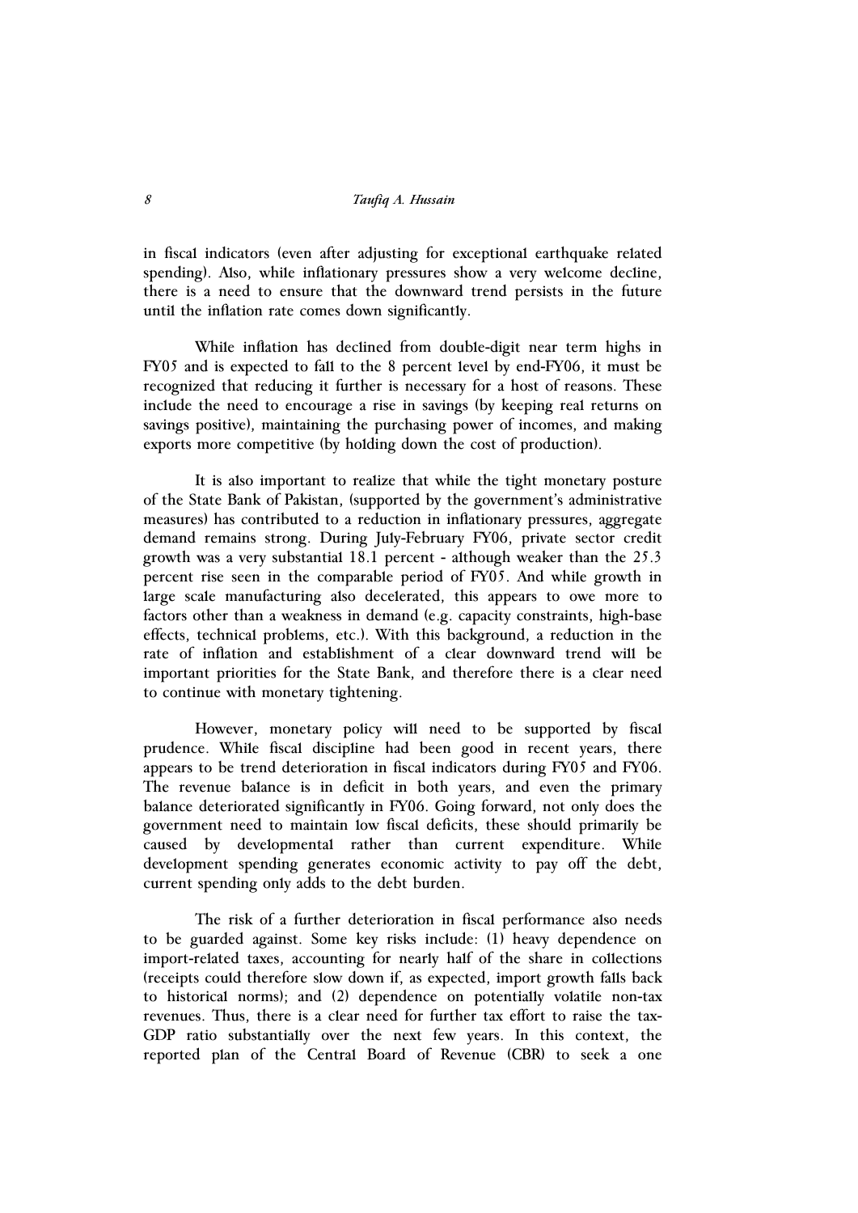in fiscal indicators (even after adjusting for exceptional earthquake related spending). Also, while inflationary pressures show a very welcome decline, there is a need to ensure that the downward trend persists in the future until the inflation rate comes down significantly.

While inflation has declined from double-digit near term highs in FY05 and is expected to fall to the 8 percent level by end-FY06, it must be recognized that reducing it further is necessary for a host of reasons. These include the need to encourage a rise in savings (by keeping real returns on savings positive), maintaining the purchasing power of incomes, and making exports more competitive (by holding down the cost of production).

It is also important to realize that while the tight monetary posture of the State Bank of Pakistan, (supported by the government's administrative measures) has contributed to a reduction in inflationary pressures, aggregate demand remains strong. During July-February FY06, private sector credit growth was a very substantial 18.1 percent - although weaker than the 25.3 percent rise seen in the comparable period of FY05. And while growth in large scale manufacturing also decelerated, this appears to owe more to factors other than a weakness in demand (e.g. capacity constraints, high-base effects, technical problems, etc.). With this background, a reduction in the rate of inflation and establishment of a clear downward trend will be important priorities for the State Bank, and therefore there is a clear need to continue with monetary tightening.

However, monetary policy will need to be supported by fiscal prudence. While fiscal discipline had been good in recent years, there appears to be trend deterioration in fiscal indicators during FY05 and FY06. The revenue balance is in deficit in both years, and even the primary balance deteriorated significantly in FY06. Going forward, not only does the government need to maintain low fiscal deficits, these should primarily be caused by developmental rather than current expenditure. While development spending generates economic activity to pay off the debt, current spending only adds to the debt burden.

The risk of a further deterioration in fiscal performance also needs to be guarded against. Some key risks include: (1) heavy dependence on import-related taxes, accounting for nearly half of the share in collections (receipts could therefore slow down if, as expected, import growth falls back to historical norms); and (2) dependence on potentially volatile non-tax revenues. Thus, there is a clear need for further tax effort to raise the tax-GDP ratio substantially over the next few years. In this context, the reported plan of the Central Board of Revenue (CBR) to seek a one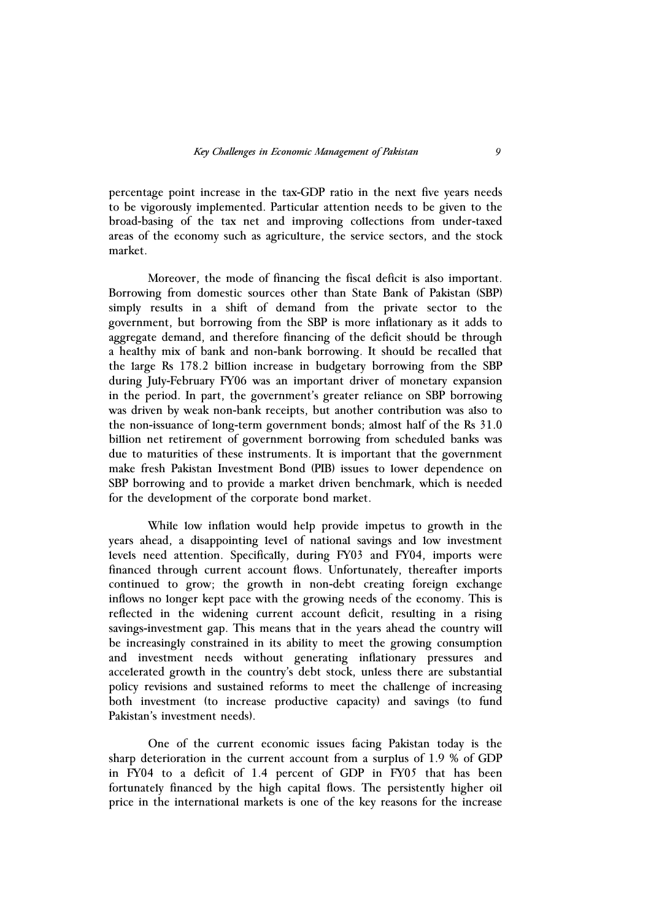percentage point increase in the tax-GDP ratio in the next five years needs to be vigorously implemented. Particular attention needs to be given to the broad-basing of the tax net and improving collections from under-taxed areas of the economy such as agriculture, the service sectors, and the stock market.

Moreover, the mode of financing the fiscal deficit is also important. Borrowing from domestic sources other than State Bank of Pakistan (SBP) simply results in a shift of demand from the private sector to the government, but borrowing from the SBP is more inflationary as it adds to aggregate demand, and therefore financing of the deficit should be through a healthy mix of bank and non-bank borrowing. It should be recalled that the large Rs 178.2 billion increase in budgetary borrowing from the SBP during July-February FY06 was an important driver of monetary expansion in the period. In part, the government's greater reliance on SBP borrowing was driven by weak non-bank receipts, but another contribution was also to the non-issuance of long-term government bonds; almost half of the Rs 31.0 billion net retirement of government borrowing from scheduled banks was due to maturities of these instruments. It is important that the government make fresh Pakistan Investment Bond (PIB) issues to lower dependence on SBP borrowing and to provide a market driven benchmark, which is needed for the development of the corporate bond market.

While low inflation would help provide impetus to growth in the years ahead, a disappointing level of national savings and low investment levels need attention. Specifically, during FY03 and FY04, imports were financed through current account flows. Unfortunately, thereafter imports continued to grow; the growth in non-debt creating foreign exchange inflows no longer kept pace with the growing needs of the economy. This is reflected in the widening current account deficit, resulting in a rising savings-investment gap. This means that in the years ahead the country will be increasingly constrained in its ability to meet the growing consumption and investment needs without generating inflationary pressures and accelerated growth in the country's debt stock, unless there are substantial policy revisions and sustained reforms to meet the challenge of increasing both investment (to increase productive capacity) and savings (to fund Pakistan's investment needs).

One of the current economic issues facing Pakistan today is the sharp deterioration in the current account from a surplus of 1.9 % of GDP in FY04 to a deficit of 1.4 percent of GDP in FY05 that has been fortunately financed by the high capital flows. The persistently higher oil price in the international markets is one of the key reasons for the increase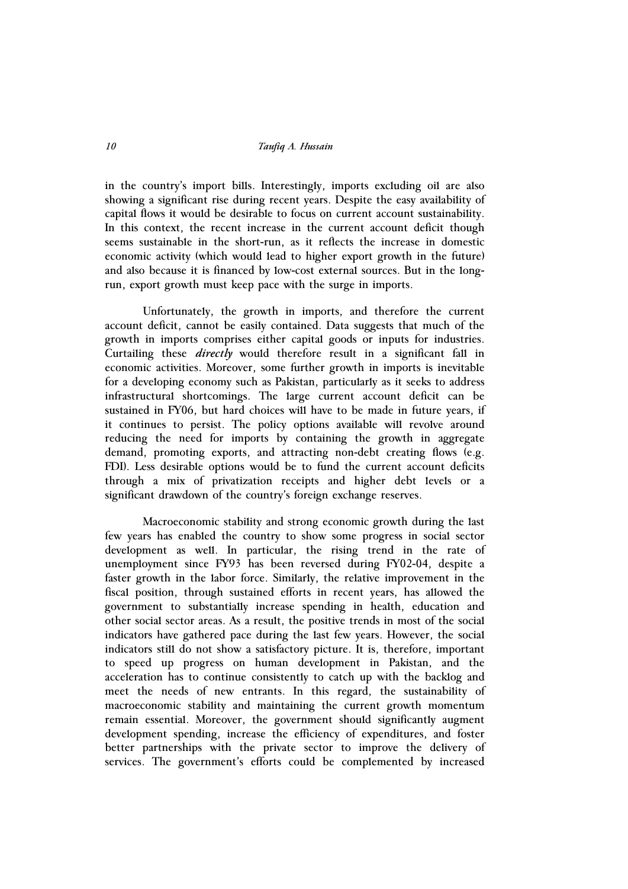in the country's import bills. Interestingly, imports excluding oil are also showing a significant rise during recent years. Despite the easy availability of capital flows it would be desirable to focus on current account sustainability. In this context, the recent increase in the current account deficit though seems sustainable in the short-run, as it reflects the increase in domestic economic activity (which would lead to higher export growth in the future) and also because it is financed by low-cost external sources. But in the long-run, export growth must keep pace with the surge in imports.

Unfortunately, the growth in imports, and therefore the current account deficit, cannot be easily contained. Data suggests that much of the growth in imports comprises either capital goods or inputs for industries. Curtailing these *directly* would therefore result in a significant fall in economic activities. Moreover, some further growth in imports is inevitable for a developing economy such as Pakistan, particularly as it seeks to address infrastructural shortcomings. The large current account deficit can be sustained in FY06, but hard choices will have to be made in future years, if it continues to persist. The policy options available will revolve around reducing the need for imports by containing the growth in aggregate demand, promoting exports, and attracting non-debt creating flows (e.g. FDI). Less desirable options would be to fund the current account deficits through a mix of privatization receipts and higher debt levels or a significant drawdown of the country's foreign exchange reserves.

Macroeconomic stability and strong economic growth during the last few years has enabled the country to show some progress in social sector development as well. In particular, the rising trend in the rate of unemployment since FY93 has been reversed during FY02-04, despite a faster growth in the labor force. Similarly, the relative improvement in the fiscal position, through sustained efforts in recent years, has allowed the government to substantially increase spending in health, education and other social sector areas. As a result, the positive trends in most of the social indicators have gathered pace during the last few years. However, the social indicators still do not show a satisfactory picture. It is, therefore, important to speed up progress on human development in Pakistan, and the acceleration has to continue consistently to catch up with the backlog and meet the needs of new entrants. In this regard, the sustainability of macroeconomic stability and maintaining the current growth momentum remain essential. Moreover, the government should significantly augment development spending, increase the efficiency of expenditures, and foster better partnerships with the private sector to improve the delivery of services. The government's efforts could be complemented by increased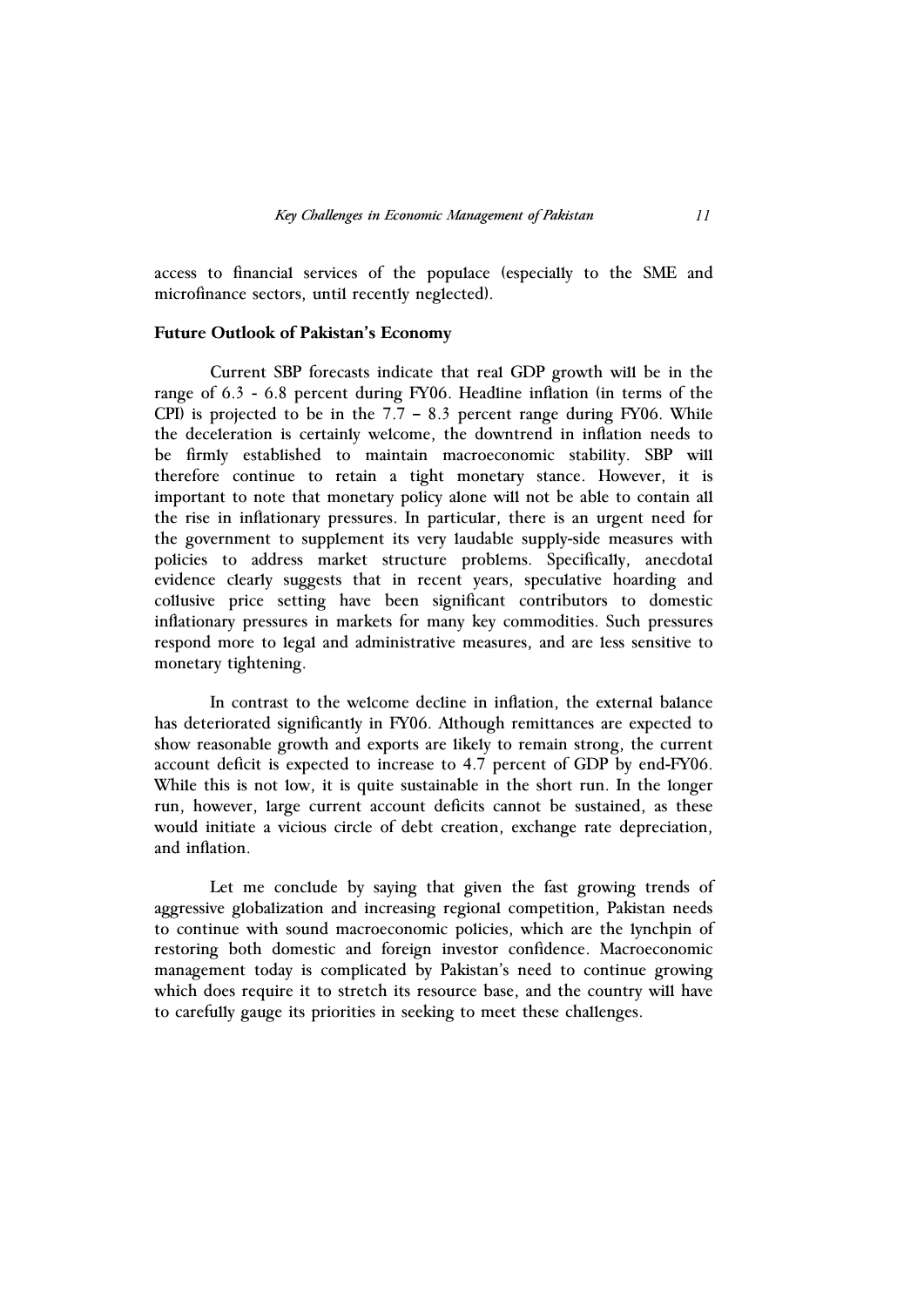access to financial services of the populace (especially to the SME and microfinance sectors, until recently neglected).

**Future Outlook of Pakistan's Economy**

Current SBP forecasts indicate that real GDP growth will be in the range of 6.3 - 6.8 percent during FY06. Headline inflation (in terms of the CPI) is projected to be in the 7.7 – 8.3 percent range during FY06. While the deceleration is certainly welcome, the downtrend in inflation needs to be firmly established to maintain macroeconomic stability. SBP will therefore continue to retain a tight monetary stance. However, it is important to note that monetary policy alone will not be able to contain all the rise in inflationary pressures. In particular, there is an urgent need for the government to supplement its very laudable supply-side measures with policies to address market structure problems. Specifically, anecdotal evidence clearly suggests that in recent years, speculative hoarding and collusive price setting have been significant contributors to domestic inflationary pressures in markets for many key commodities. Such pressures respond more to legal and administrative measures, and are less sensitive to monetary tightening.

In contrast to the welcome decline in inflation, the external balance has deteriorated significantly in FY06. Although remittances are expected to show reasonable growth and exports are likely to remain strong, the current account deficit is expected to increase to 4.7 percent of GDP by end-FY06. While this is not low, it is quite sustainable in the short run. In the longer run, however, large current account deficits cannot be sustained, as these would initiate a vicious circle of debt creation, exchange rate depreciation, and inflation.

Let me conclude by saying that given the fast growing trends of aggressive globalization and increasing regional competition, Pakistan needs to continue with sound macroeconomic policies, which are the lynchpin of restoring both domestic and foreign investor confidence. Macroeconomic management today is complicated by Pakistan's need to continue growing which does require it to stretch its resource base, and the country will have to carefully gauge its priorities in seeking to meet these challenges.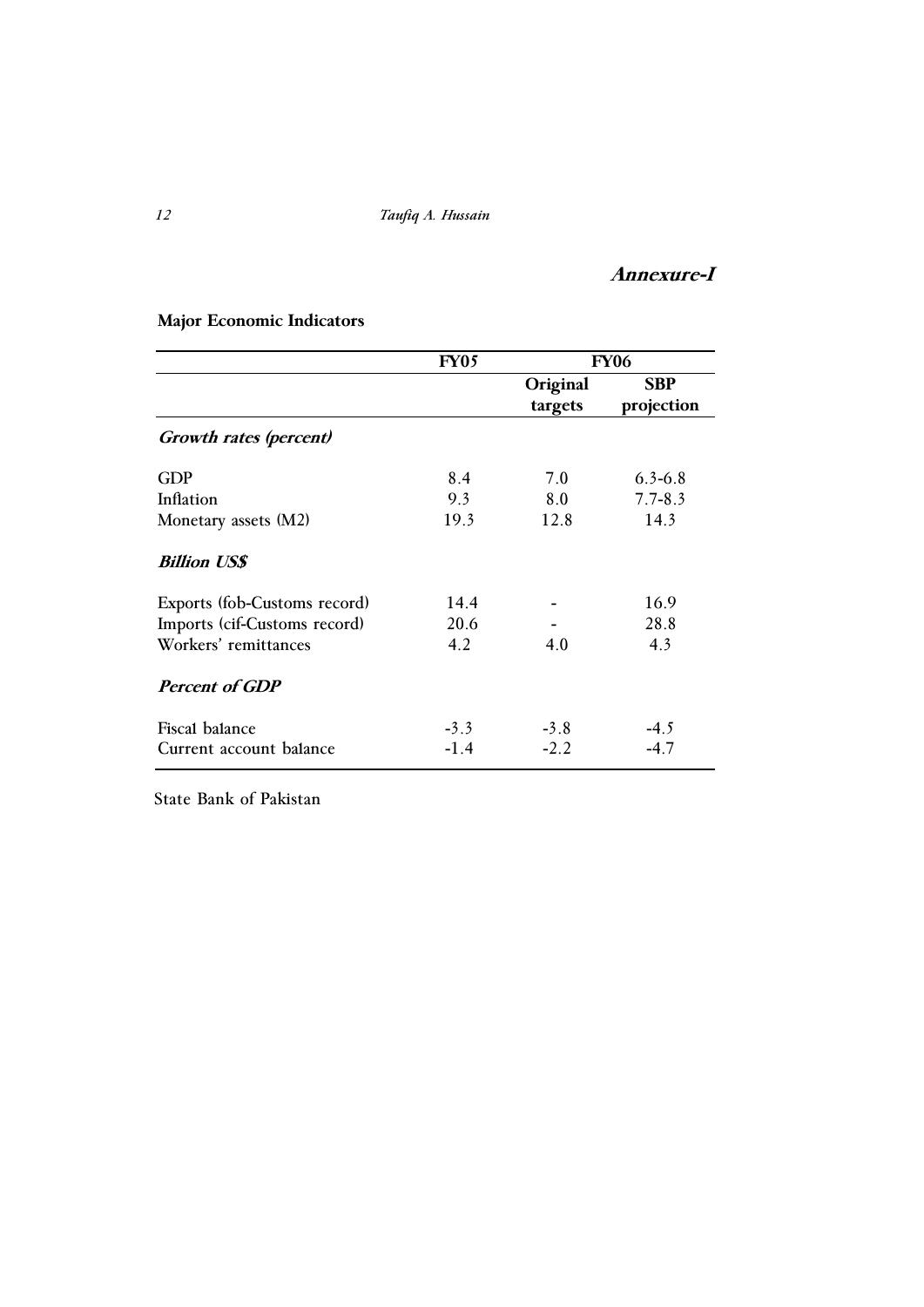## *Annexure-I*

**Major Economic Indicators**

| | FY05 | FY06 | |
|---|---|---|---|
| | | Original targets | SBP projection |
| ***Growth rates (percent)*** | | | |
| GDP | 8.4 | 7.0 | 6.3-6.8 |
| Inflation | 9.3 | 8.0 | 7.7-8.3 |
| Monetary assets (M2) | 19.3 | 12.8 | 14.3 |
| ***Billion US$*** | | | |
| Exports (fob-Customs record) | 14.4 | - | 16.9 |
| Imports (cif-Customs record) | 20.6 | - | 28.8 |
| Workers' remittances | 4.2 | 4.0 | 4.3 |
| ***Percent of GDP*** | | | |
| Fiscal balance | -3.3 | -3.8 | -4.5 |
| Current account balance | -1.4 | -2.2 | -4.7 |

State Bank of Pakistan